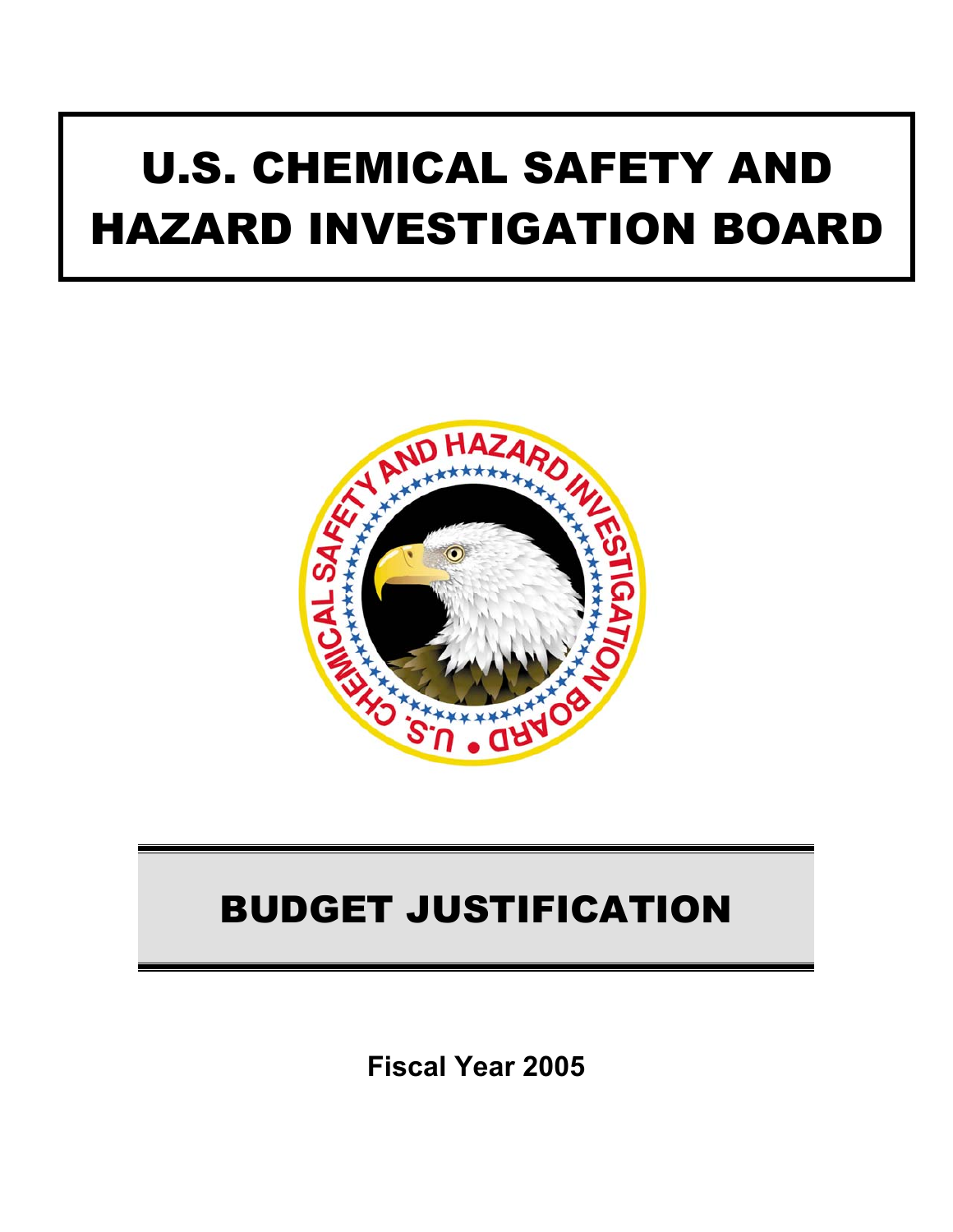# U.S. CHEMICAL SAFETY AND HAZARD INVESTIGATION BOARD

## BUDGET JUSTIFICATION

**Fiscal Year 2005**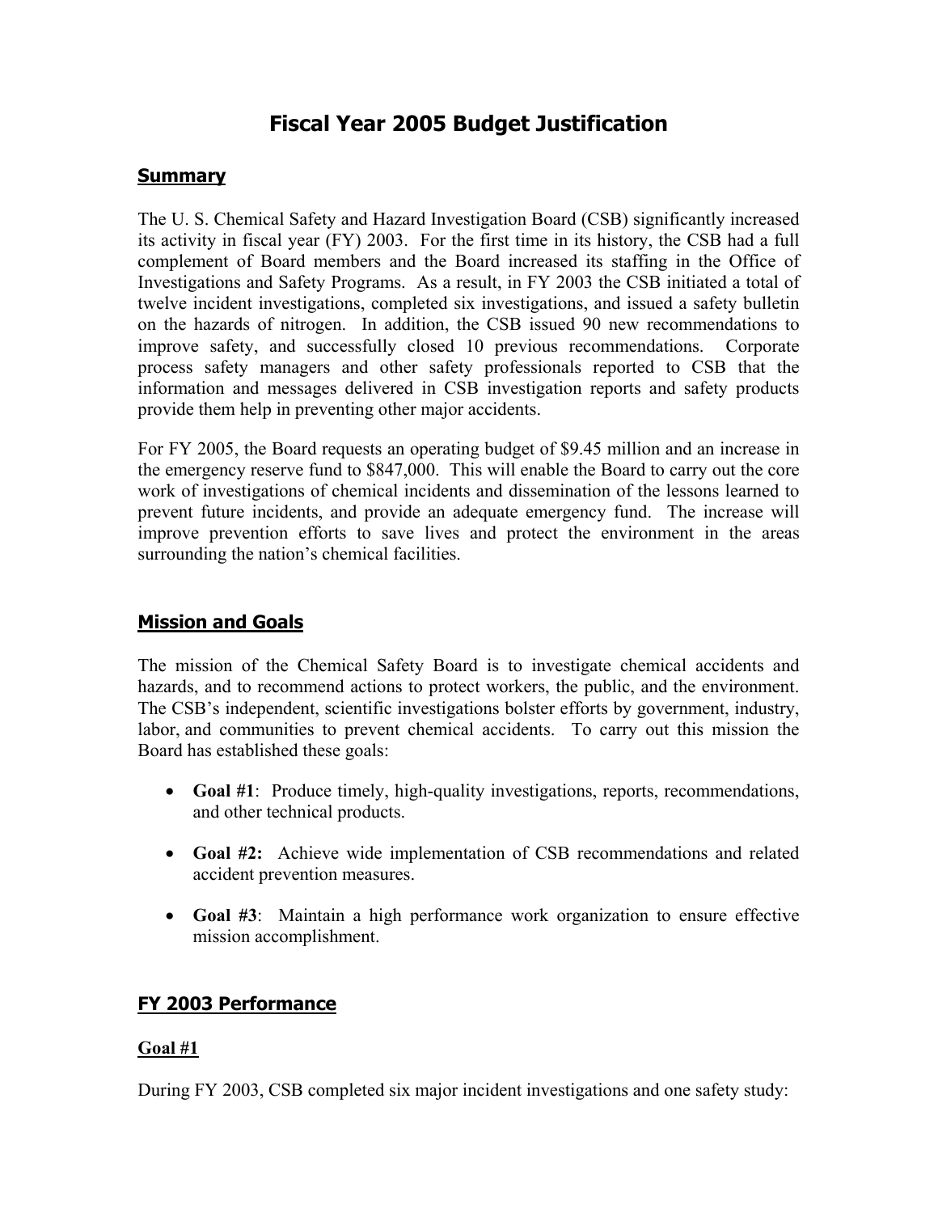# Fiscal Year 2005 Budget Justification

## Summary

The U. S. Chemical Safety and Hazard Investigation Board (CSB) significantly increased its activity in fiscal year (FY) 2003. For the first time in its history, the CSB had a full complement of Board members and the Board increased its staffing in the Office of Investigations and Safety Programs. As a result, in FY 2003 the CSB initiated a total of twelve incident investigations, completed six investigations, and issued a safety bulletin on the hazards of nitrogen. In addition, the CSB issued 90 new recommendations to improve safety, and successfully closed 10 previous recommendations. Corporate process safety managers and other safety professionals reported to CSB that the information and messages delivered in CSB investigation reports and safety products provide them help in preventing other major accidents.

For FY 2005, the Board requests an operating budget of $9.45 million and an increase in the emergency reserve fund to $847,000. This will enable the Board to carry out the core work of investigations of chemical incidents and dissemination of the lessons learned to prevent future incidents, and provide an adequate emergency fund. The increase will improve prevention efforts to save lives and protect the environment in the areas surrounding the nation's chemical facilities.

## Mission and Goals

The mission of the Chemical Safety Board is to investigate chemical accidents and hazards, and to recommend actions to protect workers, the public, and the environment. The CSB's independent, scientific investigations bolster efforts by government, industry, labor, and communities to prevent chemical accidents. To carry out this mission the Board has established these goals:

- **Goal #1**: Produce timely, high-quality investigations, reports, recommendations, and other technical products.
- **Goal #2:** Achieve wide implementation of CSB recommendations and related accident prevention measures.
- **Goal #3**: Maintain a high performance work organization to ensure effective mission accomplishment.

## FY 2003 Performance

### Goal #1

During FY 2003, CSB completed six major incident investigations and one safety study: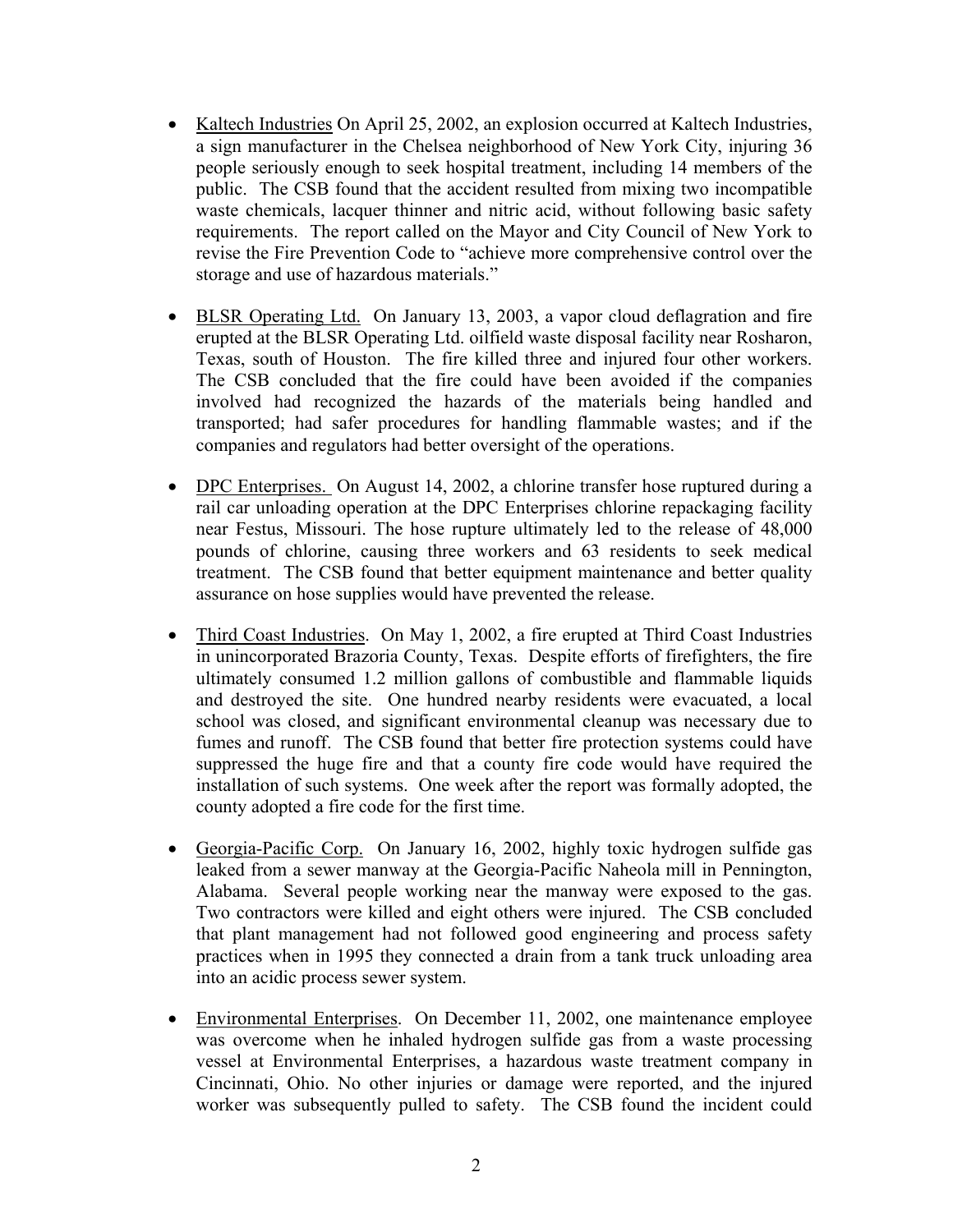- Kaltech Industries On April 25, 2002, an explosion occurred at Kaltech Industries, a sign manufacturer in the Chelsea neighborhood of New York City, injuring 36 people seriously enough to seek hospital treatment, including 14 members of the public. The CSB found that the accident resulted from mixing two incompatible waste chemicals, lacquer thinner and nitric acid, without following basic safety requirements. The report called on the Mayor and City Council of New York to revise the Fire Prevention Code to "achieve more comprehensive control over the storage and use of hazardous materials."

- BLSR Operating Ltd. On January 13, 2003, a vapor cloud deflagration and fire erupted at the BLSR Operating Ltd. oilfield waste disposal facility near Rosharon, Texas, south of Houston. The fire killed three and injured four other workers. The CSB concluded that the fire could have been avoided if the companies involved had recognized the hazards of the materials being handled and transported; had safer procedures for handling flammable wastes; and if the companies and regulators had better oversight of the operations.

- DPC Enterprises. On August 14, 2002, a chlorine transfer hose ruptured during a rail car unloading operation at the DPC Enterprises chlorine repackaging facility near Festus, Missouri. The hose rupture ultimately led to the release of 48,000 pounds of chlorine, causing three workers and 63 residents to seek medical treatment. The CSB found that better equipment maintenance and better quality assurance on hose supplies would have prevented the release.

- Third Coast Industries. On May 1, 2002, a fire erupted at Third Coast Industries in unincorporated Brazoria County, Texas. Despite efforts of firefighters, the fire ultimately consumed 1.2 million gallons of combustible and flammable liquids and destroyed the site. One hundred nearby residents were evacuated, a local school was closed, and significant environmental cleanup was necessary due to fumes and runoff. The CSB found that better fire protection systems could have suppressed the huge fire and that a county fire code would have required the installation of such systems. One week after the report was formally adopted, the county adopted a fire code for the first time.

- Georgia-Pacific Corp. On January 16, 2002, highly toxic hydrogen sulfide gas leaked from a sewer manway at the Georgia-Pacific Naheola mill in Pennington, Alabama. Several people working near the manway were exposed to the gas. Two contractors were killed and eight others were injured. The CSB concluded that plant management had not followed good engineering and process safety practices when in 1995 they connected a drain from a tank truck unloading area into an acidic process sewer system.

- Environmental Enterprises. On December 11, 2002, one maintenance employee was overcome when he inhaled hydrogen sulfide gas from a waste processing vessel at Environmental Enterprises, a hazardous waste treatment company in Cincinnati, Ohio. No other injuries or damage were reported, and the injured worker was subsequently pulled to safety. The CSB found the incident could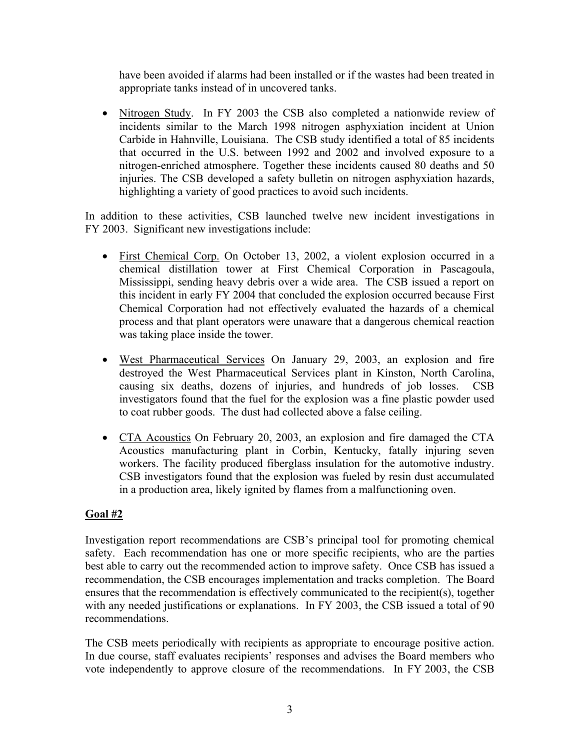have been avoided if alarms had been installed or if the wastes had been treated in appropriate tanks instead of in uncovered tanks.

- Nitrogen Study. In FY 2003 the CSB also completed a nationwide review of incidents similar to the March 1998 nitrogen asphyxiation incident at Union Carbide in Hahnville, Louisiana. The CSB study identified a total of 85 incidents that occurred in the U.S. between 1992 and 2002 and involved exposure to a nitrogen-enriched atmosphere. Together these incidents caused 80 deaths and 50 injuries. The CSB developed a safety bulletin on nitrogen asphyxiation hazards, highlighting a variety of good practices to avoid such incidents.

In addition to these activities, CSB launched twelve new incident investigations in FY 2003. Significant new investigations include:

- First Chemical Corp. On October 13, 2002, a violent explosion occurred in a chemical distillation tower at First Chemical Corporation in Pascagoula, Mississippi, sending heavy debris over a wide area. The CSB issued a report on this incident in early FY 2004 that concluded the explosion occurred because First Chemical Corporation had not effectively evaluated the hazards of a chemical process and that plant operators were unaware that a dangerous chemical reaction was taking place inside the tower.

- West Pharmaceutical Services On January 29, 2003, an explosion and fire destroyed the West Pharmaceutical Services plant in Kinston, North Carolina, causing six deaths, dozens of injuries, and hundreds of job losses. CSB investigators found that the fuel for the explosion was a fine plastic powder used to coat rubber goods. The dust had collected above a false ceiling.

- CTA Acoustics On February 20, 2003, an explosion and fire damaged the CTA Acoustics manufacturing plant in Corbin, Kentucky, fatally injuring seven workers. The facility produced fiberglass insulation for the automotive industry. CSB investigators found that the explosion was fueled by resin dust accumulated in a production area, likely ignited by flames from a malfunctioning oven.

## Goal #2

Investigation report recommendations are CSB's principal tool for promoting chemical safety. Each recommendation has one or more specific recipients, who are the parties best able to carry out the recommended action to improve safety. Once CSB has issued a recommendation, the CSB encourages implementation and tracks completion. The Board ensures that the recommendation is effectively communicated to the recipient(s), together with any needed justifications or explanations. In FY 2003, the CSB issued a total of 90 recommendations.

The CSB meets periodically with recipients as appropriate to encourage positive action. In due course, staff evaluates recipients' responses and advises the Board members who vote independently to approve closure of the recommendations. In FY 2003, the CSB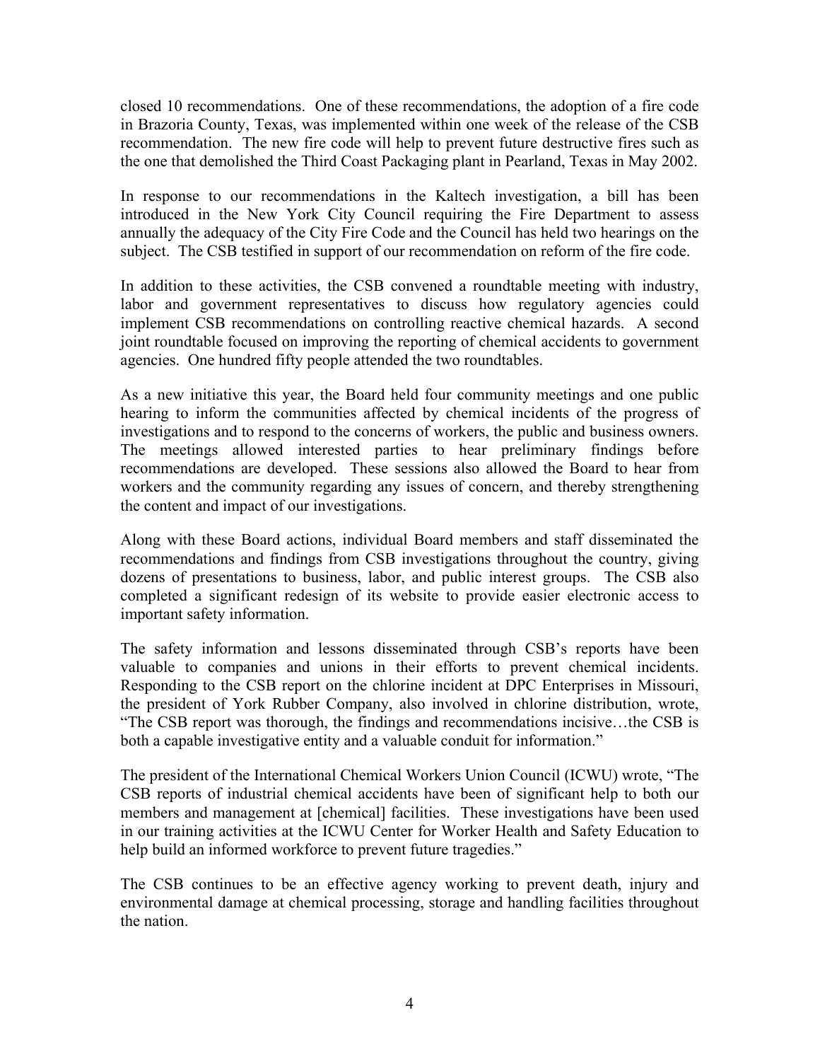closed 10 recommendations. One of these recommendations, the adoption of a fire code in Brazoria County, Texas, was implemented within one week of the release of the CSB recommendation. The new fire code will help to prevent future destructive fires such as the one that demolished the Third Coast Packaging plant in Pearland, Texas in May 2002.

In response to our recommendations in the Kaltech investigation, a bill has been introduced in the New York City Council requiring the Fire Department to assess annually the adequacy of the City Fire Code and the Council has held two hearings on the subject. The CSB testified in support of our recommendation on reform of the fire code.

In addition to these activities, the CSB convened a roundtable meeting with industry, labor and government representatives to discuss how regulatory agencies could implement CSB recommendations on controlling reactive chemical hazards. A second joint roundtable focused on improving the reporting of chemical accidents to government agencies. One hundred fifty people attended the two roundtables.

As a new initiative this year, the Board held four community meetings and one public hearing to inform the communities affected by chemical incidents of the progress of investigations and to respond to the concerns of workers, the public and business owners. The meetings allowed interested parties to hear preliminary findings before recommendations are developed. These sessions also allowed the Board to hear from workers and the community regarding any issues of concern, and thereby strengthening the content and impact of our investigations.

Along with these Board actions, individual Board members and staff disseminated the recommendations and findings from CSB investigations throughout the country, giving dozens of presentations to business, labor, and public interest groups. The CSB also completed a significant redesign of its website to provide easier electronic access to important safety information.

The safety information and lessons disseminated through CSB's reports have been valuable to companies and unions in their efforts to prevent chemical incidents. Responding to the CSB report on the chlorine incident at DPC Enterprises in Missouri, the president of York Rubber Company, also involved in chlorine distribution, wrote, "The CSB report was thorough, the findings and recommendations incisive…the CSB is both a capable investigative entity and a valuable conduit for information."

The president of the International Chemical Workers Union Council (ICWU) wrote, "The CSB reports of industrial chemical accidents have been of significant help to both our members and management at [chemical] facilities. These investigations have been used in our training activities at the ICWU Center for Worker Health and Safety Education to help build an informed workforce to prevent future tragedies."

The CSB continues to be an effective agency working to prevent death, injury and environmental damage at chemical processing, storage and handling facilities throughout the nation.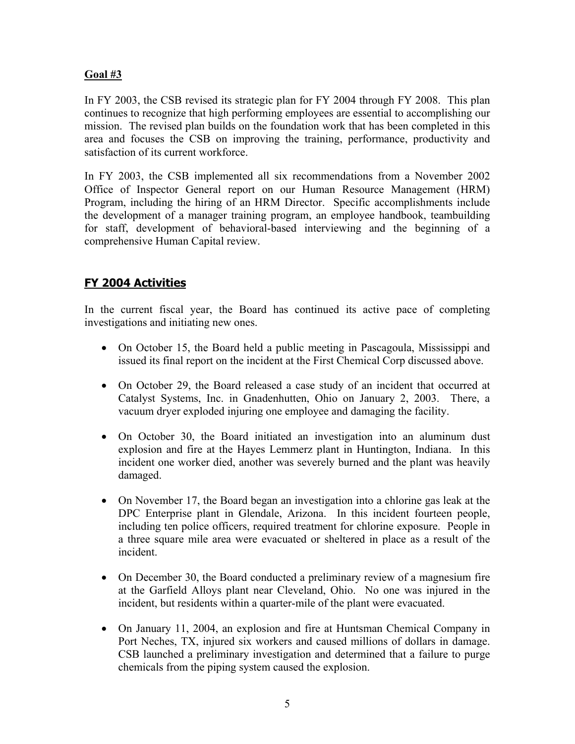**Goal #3**

In FY 2003, the CSB revised its strategic plan for FY 2004 through FY 2008. This plan continues to recognize that high performing employees are essential to accomplishing our mission. The revised plan builds on the foundation work that has been completed in this area and focuses the CSB on improving the training, performance, productivity and satisfaction of its current workforce.

In FY 2003, the CSB implemented all six recommendations from a November 2002 Office of Inspector General report on our Human Resource Management (HRM) Program, including the hiring of an HRM Director. Specific accomplishments include the development of a manager training program, an employee handbook, teambuilding for staff, development of behavioral-based interviewing and the beginning of a comprehensive Human Capital review.

## FY 2004 Activities

In the current fiscal year, the Board has continued its active pace of completing investigations and initiating new ones.

- On October 15, the Board held a public meeting in Pascagoula, Mississippi and issued its final report on the incident at the First Chemical Corp discussed above.
- On October 29, the Board released a case study of an incident that occurred at Catalyst Systems, Inc. in Gnadenhutten, Ohio on January 2, 2003. There, a vacuum dryer exploded injuring one employee and damaging the facility.
- On October 30, the Board initiated an investigation into an aluminum dust explosion and fire at the Hayes Lemmerz plant in Huntington, Indiana. In this incident one worker died, another was severely burned and the plant was heavily damaged.
- On November 17, the Board began an investigation into a chlorine gas leak at the DPC Enterprise plant in Glendale, Arizona. In this incident fourteen people, including ten police officers, required treatment for chlorine exposure. People in a three square mile area were evacuated or sheltered in place as a result of the incident.
- On December 30, the Board conducted a preliminary review of a magnesium fire at the Garfield Alloys plant near Cleveland, Ohio. No one was injured in the incident, but residents within a quarter-mile of the plant were evacuated.
- On January 11, 2004, an explosion and fire at Huntsman Chemical Company in Port Neches, TX, injured six workers and caused millions of dollars in damage. CSB launched a preliminary investigation and determined that a failure to purge chemicals from the piping system caused the explosion.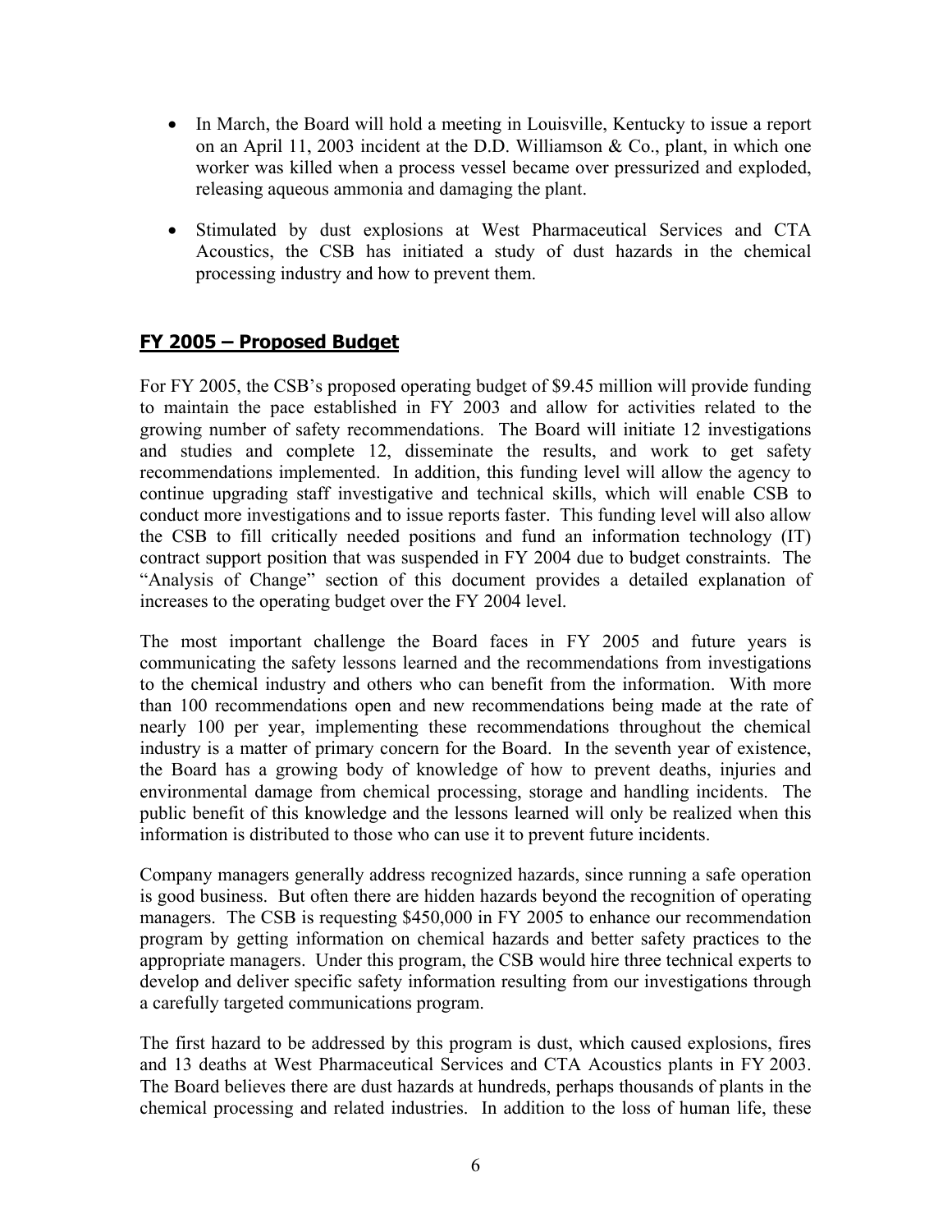- In March, the Board will hold a meeting in Louisville, Kentucky to issue a report on an April 11, 2003 incident at the D.D. Williamson & Co., plant, in which one worker was killed when a process vessel became over pressurized and exploded, releasing aqueous ammonia and damaging the plant.
- Stimulated by dust explosions at West Pharmaceutical Services and CTA Acoustics, the CSB has initiated a study of dust hazards in the chemical processing industry and how to prevent them.

## FY 2005 – Proposed Budget

For FY 2005, the CSB's proposed operating budget of $9.45 million will provide funding to maintain the pace established in FY 2003 and allow for activities related to the growing number of safety recommendations. The Board will initiate 12 investigations and studies and complete 12, disseminate the results, and work to get safety recommendations implemented. In addition, this funding level will allow the agency to continue upgrading staff investigative and technical skills, which will enable CSB to conduct more investigations and to issue reports faster. This funding level will also allow the CSB to fill critically needed positions and fund an information technology (IT) contract support position that was suspended in FY 2004 due to budget constraints. The "Analysis of Change" section of this document provides a detailed explanation of increases to the operating budget over the FY 2004 level.

The most important challenge the Board faces in FY 2005 and future years is communicating the safety lessons learned and the recommendations from investigations to the chemical industry and others who can benefit from the information. With more than 100 recommendations open and new recommendations being made at the rate of nearly 100 per year, implementing these recommendations throughout the chemical industry is a matter of primary concern for the Board. In the seventh year of existence, the Board has a growing body of knowledge of how to prevent deaths, injuries and environmental damage from chemical processing, storage and handling incidents. The public benefit of this knowledge and the lessons learned will only be realized when this information is distributed to those who can use it to prevent future incidents.

Company managers generally address recognized hazards, since running a safe operation is good business. But often there are hidden hazards beyond the recognition of operating managers. The CSB is requesting $450,000 in FY 2005 to enhance our recommendation program by getting information on chemical hazards and better safety practices to the appropriate managers. Under this program, the CSB would hire three technical experts to develop and deliver specific safety information resulting from our investigations through a carefully targeted communications program.

The first hazard to be addressed by this program is dust, which caused explosions, fires and 13 deaths at West Pharmaceutical Services and CTA Acoustics plants in FY 2003. The Board believes there are dust hazards at hundreds, perhaps thousands of plants in the chemical processing and related industries. In addition to the loss of human life, these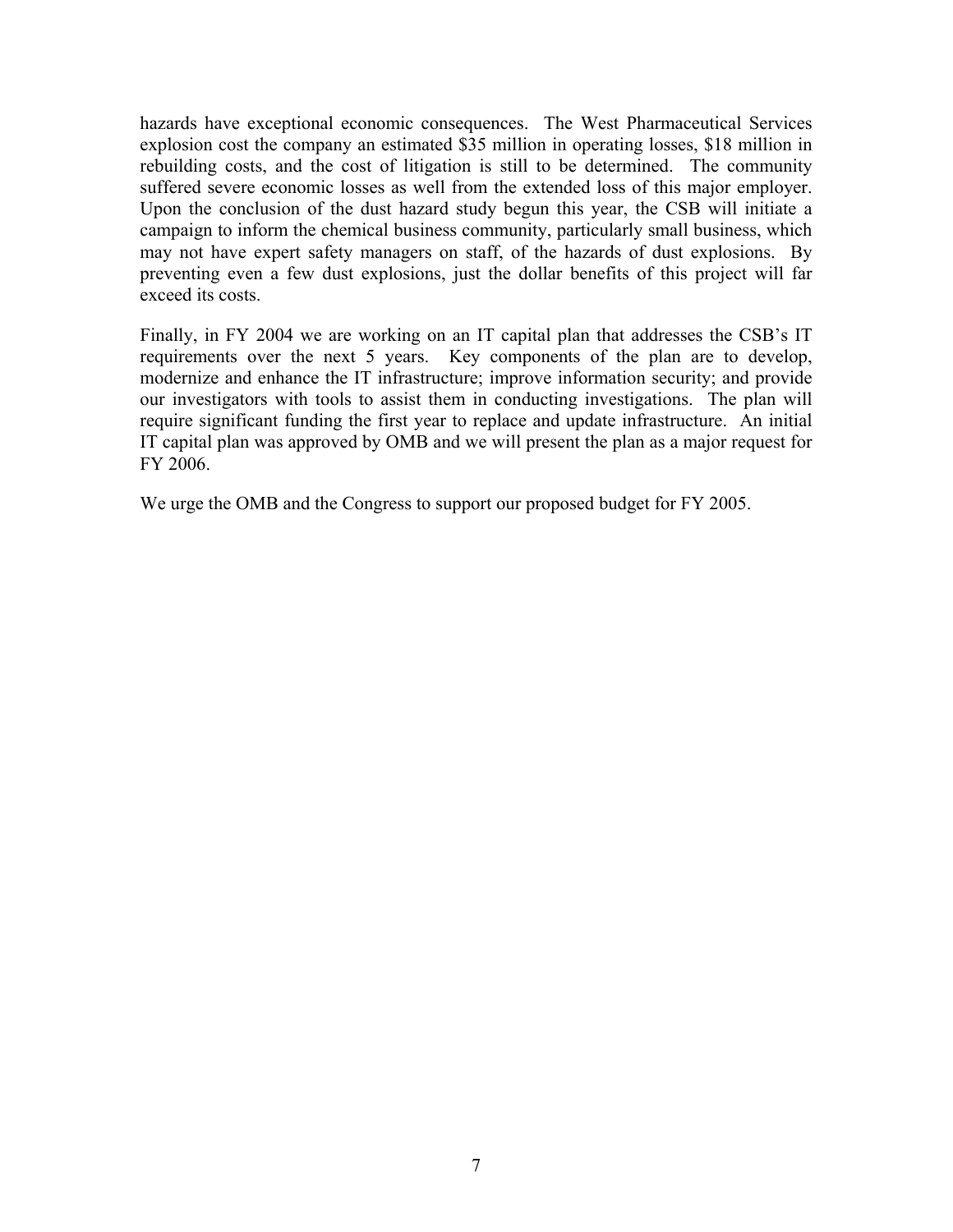hazards have exceptional economic consequences. The West Pharmaceutical Services explosion cost the company an estimated $35 million in operating losses, $18 million in rebuilding costs, and the cost of litigation is still to be determined. The community suffered severe economic losses as well from the extended loss of this major employer. Upon the conclusion of the dust hazard study begun this year, the CSB will initiate a campaign to inform the chemical business community, particularly small business, which may not have expert safety managers on staff, of the hazards of dust explosions. By preventing even a few dust explosions, just the dollar benefits of this project will far exceed its costs.

Finally, in FY 2004 we are working on an IT capital plan that addresses the CSB's IT requirements over the next 5 years. Key components of the plan are to develop, modernize and enhance the IT infrastructure; improve information security; and provide our investigators with tools to assist them in conducting investigations. The plan will require significant funding the first year to replace and update infrastructure. An initial IT capital plan was approved by OMB and we will present the plan as a major request for FY 2006.

We urge the OMB and the Congress to support our proposed budget for FY 2005.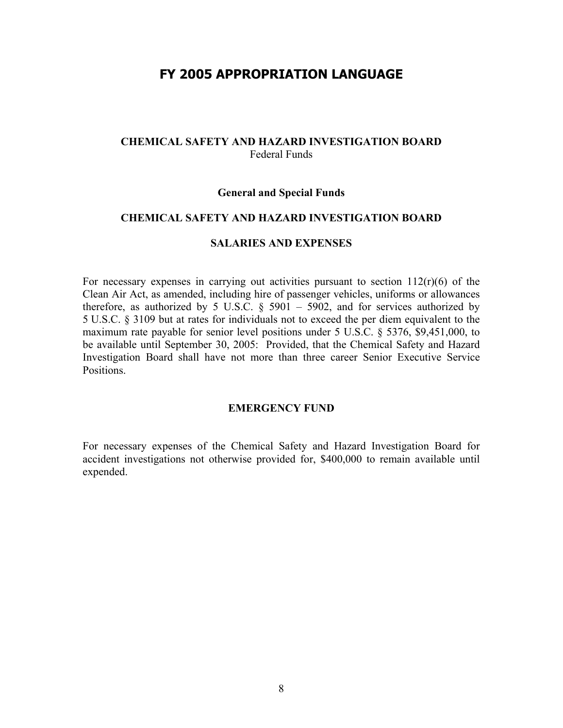# FY 2005 APPROPRIATION LANGUAGE

**CHEMICAL SAFETY AND HAZARD INVESTIGATION BOARD**
Federal Funds

**General and Special Funds**

**CHEMICAL SAFETY AND HAZARD INVESTIGATION BOARD**

**SALARIES AND EXPENSES**

For necessary expenses in carrying out activities pursuant to section 112(r)(6) of the Clean Air Act, as amended, including hire of passenger vehicles, uniforms or allowances therefore, as authorized by 5 U.S.C. § 5901 – 5902, and for services authorized by 5 U.S.C. § 3109 but at rates for individuals not to exceed the per diem equivalent to the maximum rate payable for senior level positions under 5 U.S.C. § 5376, $9,451,000, to be available until September 30, 2005: Provided, that the Chemical Safety and Hazard Investigation Board shall have not more than three career Senior Executive Service Positions.

**EMERGENCY FUND**

For necessary expenses of the Chemical Safety and Hazard Investigation Board for accident investigations not otherwise provided for, $400,000 to remain available until expended.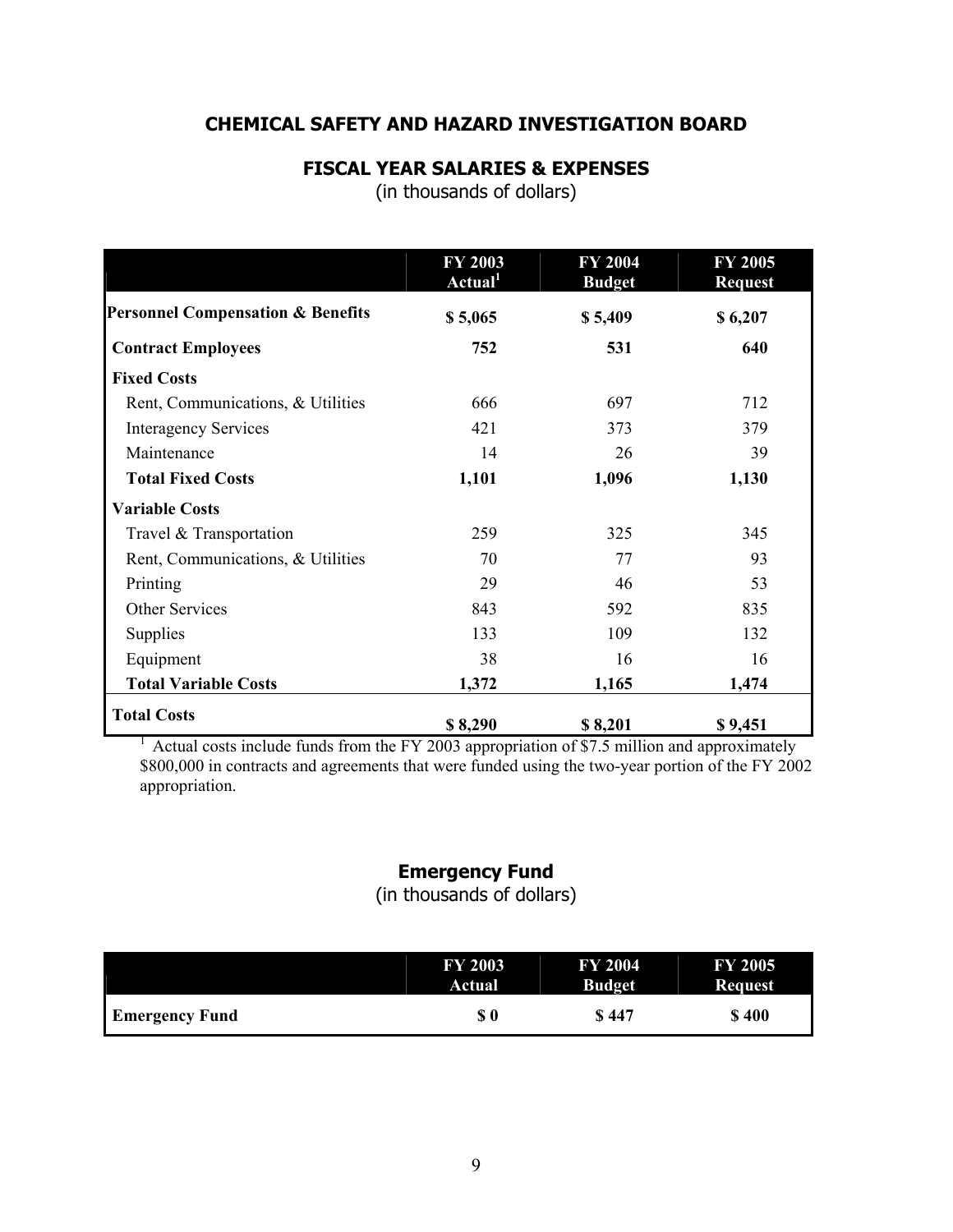## CHEMICAL SAFETY AND HAZARD INVESTIGATION BOARD

### FISCAL YEAR SALARIES & EXPENSES

(in thousands of dollars)

| | FY 2003 Actual[1] | FY 2004 Budget | FY 2005 Request |
|---|---|---|---|
| **Personnel Compensation & Benefits** | **$ 5,065** | **$ 5,409** | **$ 6,207** |
| **Contract Employees** | **752** | **531** | **640** |
| **Fixed Costs** | | | |
| Rent, Communications, & Utilities | 666 | 697 | 712 |
| Interagency Services | 421 | 373 | 379 |
| Maintenance | 14 | 26 | 39 |
| **Total Fixed Costs** | **1,101** | **1,096** | **1,130** |
| **Variable Costs** | | | |
| Travel & Transportation | 259 | 325 | 345 |
| Rent, Communications, & Utilities | 70 | 77 | 93 |
| Printing | 29 | 46 | 53 |
| Other Services | 843 | 592 | 835 |
| Supplies | 133 | 109 | 132 |
| Equipment | 38 | 16 | 16 |
| **Total Variable Costs** | **1,372** | **1,165** | **1,474** |
| **Total Costs** | **$ 8,290** | **$ 8,201** | **$ 9,451** |

[1] Actual costs include funds from the FY 2003 appropriation of $7.5 million and approximately $800,000 in contracts and agreements that were funded using the two-year portion of the FY 2002 appropriation.

### Emergency Fund

(in thousands of dollars)

| | FY 2003 Actual | FY 2004 Budget | FY 2005 Request |
|---|---|---|---|
| **Emergency Fund** | **$ 0** | **$ 447** | **$ 400** |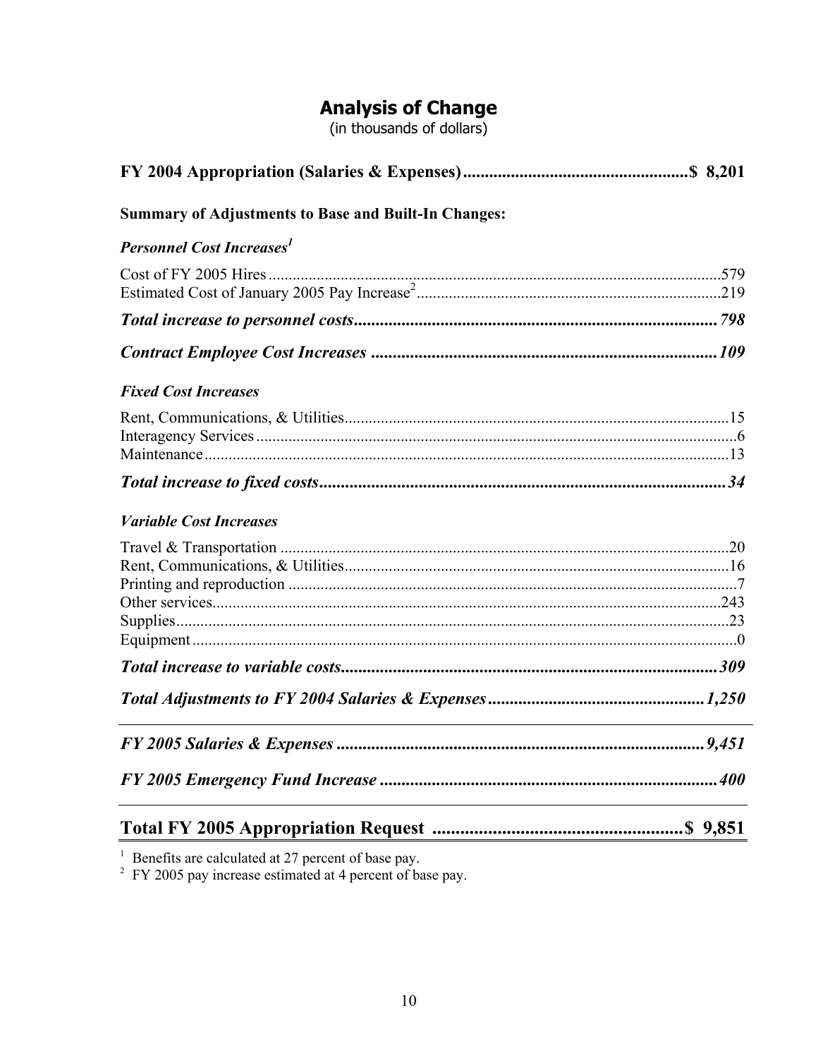# Analysis of Change

(in thousands of dollars)

| | |
|---|---|
| **FY 2004 Appropriation (Salaries & Expenses)** | **$ 8,201** |
| **Summary of Adjustments to Base and Built-In Changes:** | |
| ***Personnel Cost Increases[1]*** | |
| Cost of FY 2005 Hires | 579 |
| Estimated Cost of January 2005 Pay Increase[2] | 219 |
| ***Total increase to personnel costs*** | ***798*** |
| ***Contract Employee Cost Increases*** | ***109*** |
| ***Fixed Cost Increases*** | |
| Rent, Communications, & Utilities | 15 |
| Interagency Services | 6 |
| Maintenance | 13 |
| ***Total increase to fixed costs*** | ***34*** |
| ***Variable Cost Increases*** | |
| Travel & Transportation | 20 |
| Rent, Communications, & Utilities | 16 |
| Printing and reproduction | 7 |
| Other services | 243 |
| Supplies | 23 |
| Equipment | 0 |
| ***Total increase to variable costs*** | ***309*** |
| ***Total Adjustments to FY 2004 Salaries & Expenses*** | ***1,250*** |
| ***FY 2005 Salaries & Expenses*** | ***9,451*** |
| ***FY 2005 Emergency Fund Increase*** | ***400*** |
| **Total FY 2005 Appropriation Request** | **$ 9,851** |

[1] Benefits are calculated at 27 percent of base pay.

[2] FY 2005 pay increase estimated at 4 percent of base pay.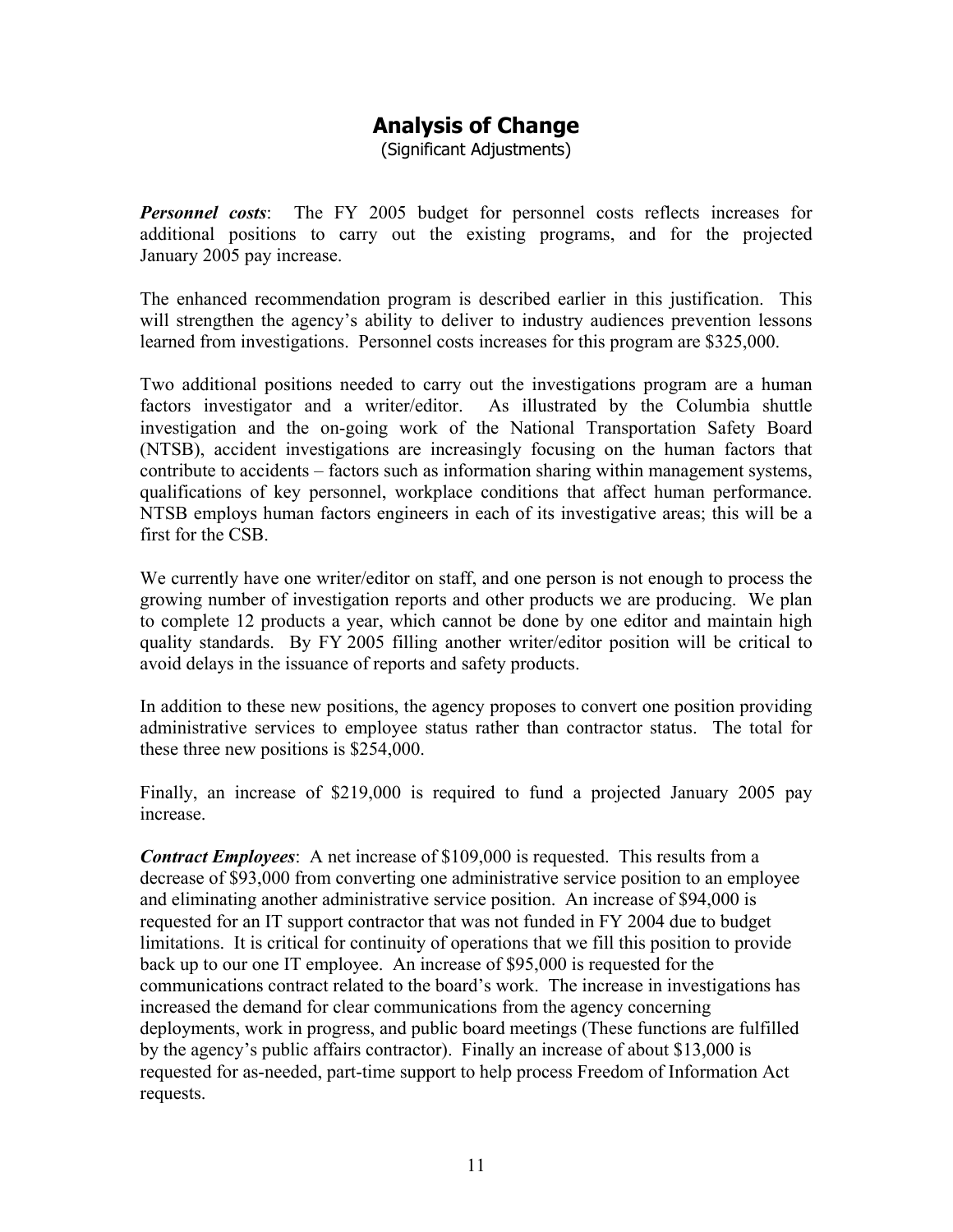# Analysis of Change

(Significant Adjustments)

***Personnel costs***: The FY 2005 budget for personnel costs reflects increases for additional positions to carry out the existing programs, and for the projected January 2005 pay increase.

The enhanced recommendation program is described earlier in this justification. This will strengthen the agency's ability to deliver to industry audiences prevention lessons learned from investigations. Personnel costs increases for this program are $325,000.

Two additional positions needed to carry out the investigations program are a human factors investigator and a writer/editor. As illustrated by the Columbia shuttle investigation and the on-going work of the National Transportation Safety Board (NTSB), accident investigations are increasingly focusing on the human factors that contribute to accidents – factors such as information sharing within management systems, qualifications of key personnel, workplace conditions that affect human performance. NTSB employs human factors engineers in each of its investigative areas; this will be a first for the CSB.

We currently have one writer/editor on staff, and one person is not enough to process the growing number of investigation reports and other products we are producing. We plan to complete 12 products a year, which cannot be done by one editor and maintain high quality standards. By FY 2005 filling another writer/editor position will be critical to avoid delays in the issuance of reports and safety products.

In addition to these new positions, the agency proposes to convert one position providing administrative services to employee status rather than contractor status. The total for these three new positions is $254,000.

Finally, an increase of $219,000 is required to fund a projected January 2005 pay increase.

***Contract Employees***: A net increase of $109,000 is requested. This results from a decrease of $93,000 from converting one administrative service position to an employee and eliminating another administrative service position. An increase of $94,000 is requested for an IT support contractor that was not funded in FY 2004 due to budget limitations. It is critical for continuity of operations that we fill this position to provide back up to our one IT employee. An increase of $95,000 is requested for the communications contract related to the board's work. The increase in investigations has increased the demand for clear communications from the agency concerning deployments, work in progress, and public board meetings (These functions are fulfilled by the agency's public affairs contractor). Finally an increase of about $13,000 is requested for as-needed, part-time support to help process Freedom of Information Act requests.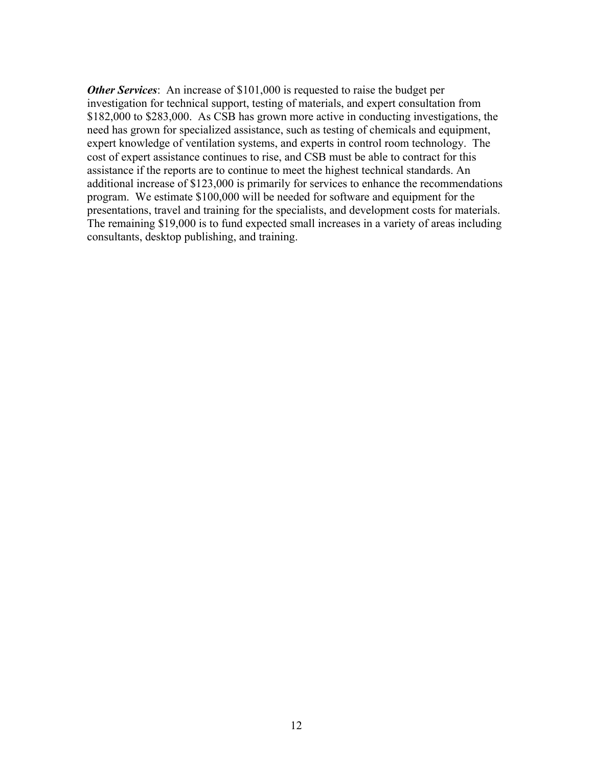***Other Services***:  An increase of $101,000 is requested to raise the budget per investigation for technical support, testing of materials, and expert consultation from $182,000 to $283,000.  As CSB has grown more active in conducting investigations, the need has grown for specialized assistance, such as testing of chemicals and equipment, expert knowledge of ventilation systems, and experts in control room technology.  The cost of expert assistance continues to rise, and CSB must be able to contract for this assistance if the reports are to continue to meet the highest technical standards. An additional increase of $123,000 is primarily for services to enhance the recommendations program.  We estimate $100,000 will be needed for software and equipment for the presentations, travel and training for the specialists, and development costs for materials. The remaining $19,000 is to fund expected small increases in a variety of areas including consultants, desktop publishing, and training.